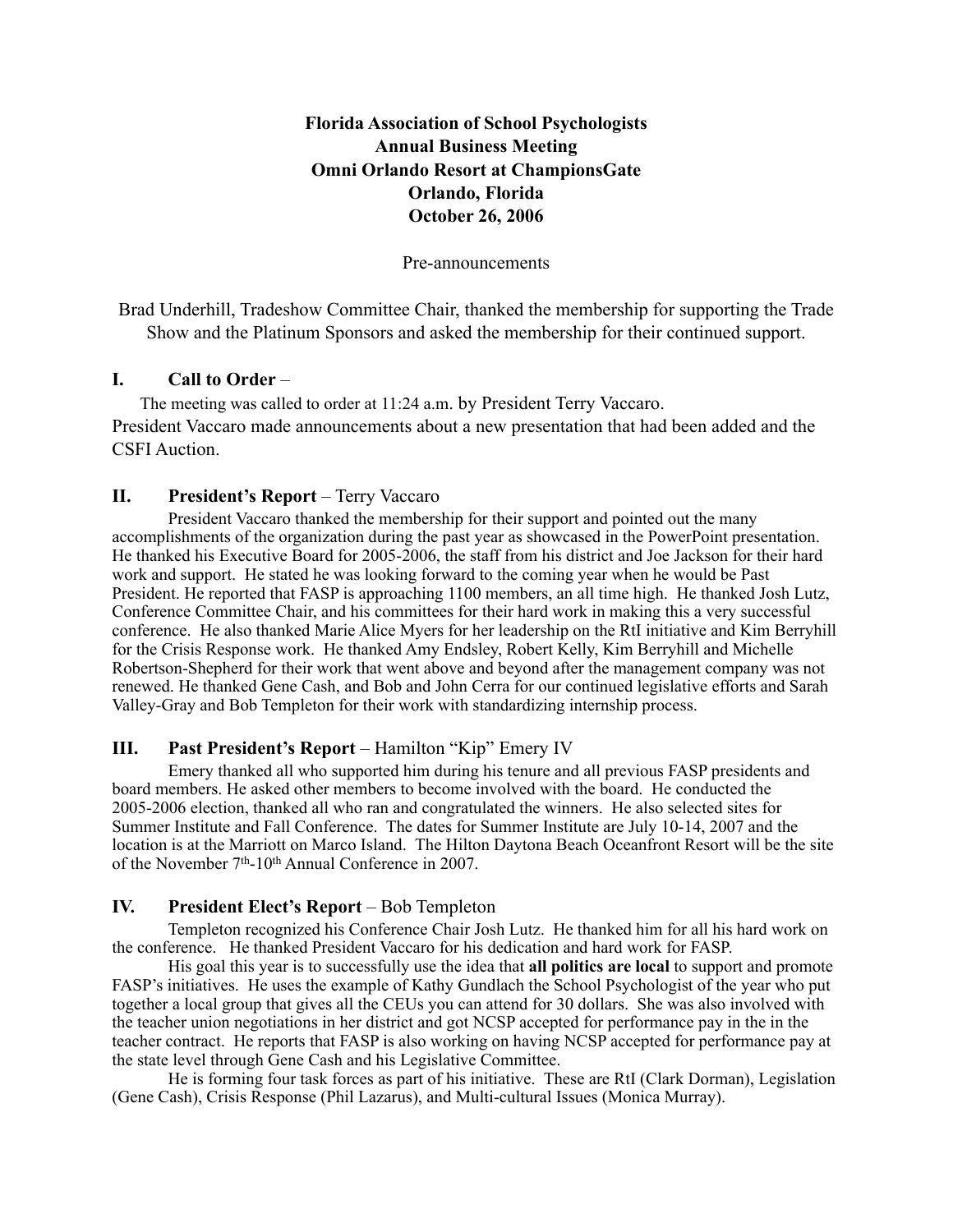**Florida Association of School Psychologists**
**Annual Business Meeting**
**Omni Orlando Resort at ChampionsGate**
**Orlando, Florida**
**October 26, 2006**

Pre-announcements

Brad Underhill, Tradeshow Committee Chair, thanked the membership for supporting the Trade Show and the Platinum Sponsors and asked the membership for their continued support.

## I. Call to Order –

The meeting was called to order at 11:24 a.m. by President Terry Vaccaro.
President Vaccaro made announcements about a new presentation that had been added and the CSFI Auction.

## II. President's Report – Terry Vaccaro

President Vaccaro thanked the membership for their support and pointed out the many accomplishments of the organization during the past year as showcased in the PowerPoint presentation. He thanked his Executive Board for 2005-2006, the staff from his district and Joe Jackson for their hard work and support. He stated he was looking forward to the coming year when he would be Past President. He reported that FASP is approaching 1100 members, an all time high. He thanked Josh Lutz, Conference Committee Chair, and his committees for their hard work in making this a very successful conference. He also thanked Marie Alice Myers for her leadership on the RtI initiative and Kim Berryhill for the Crisis Response work. He thanked Amy Endsley, Robert Kelly, Kim Berryhill and Michelle Robertson-Shepherd for their work that went above and beyond after the management company was not renewed. He thanked Gene Cash, and Bob and John Cerra for our continued legislative efforts and Sarah Valley-Gray and Bob Templeton for their work with standardizing internship process.

## III. Past President's Report – Hamilton "Kip" Emery IV

Emery thanked all who supported him during his tenure and all previous FASP presidents and board members. He asked other members to become involved with the board. He conducted the 2005-2006 election, thanked all who ran and congratulated the winners. He also selected sites for Summer Institute and Fall Conference. The dates for Summer Institute are July 10-14, 2007 and the location is at the Marriott on Marco Island. The Hilton Daytona Beach Oceanfront Resort will be the site of the November 7th-10th Annual Conference in 2007.

## IV. President Elect's Report – Bob Templeton

Templeton recognized his Conference Chair Josh Lutz. He thanked him for all his hard work on the conference. He thanked President Vaccaro for his dedication and hard work for FASP.

His goal this year is to successfully use the idea that **all politics are local** to support and promote FASP's initiatives. He uses the example of Kathy Gundlach the School Psychologist of the year who put together a local group that gives all the CEUs you can attend for 30 dollars. She was also involved with the teacher union negotiations in her district and got NCSP accepted for performance pay in the in the teacher contract. He reports that FASP is also working on having NCSP accepted for performance pay at the state level through Gene Cash and his Legislative Committee.

He is forming four task forces as part of his initiative. These are RtI (Clark Dorman), Legislation (Gene Cash), Crisis Response (Phil Lazarus), and Multi-cultural Issues (Monica Murray).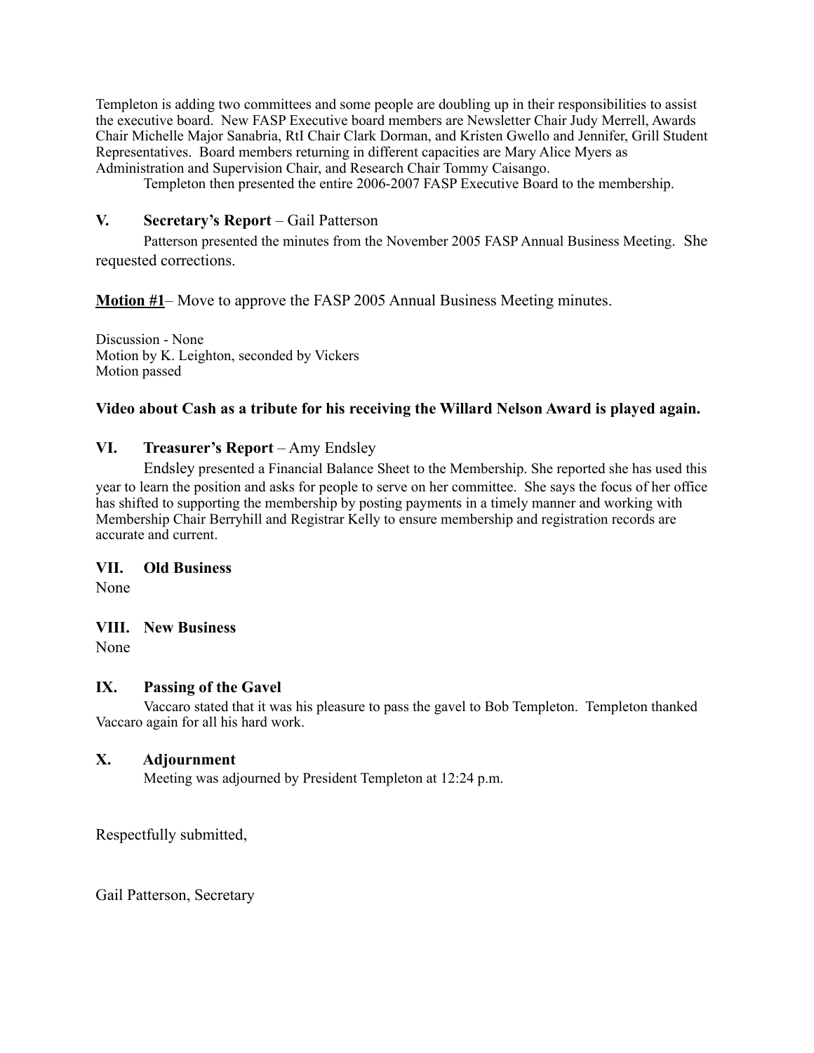Templeton is adding two committees and some people are doubling up in their responsibilities to assist the executive board. New FASP Executive board members are Newsletter Chair Judy Merrell, Awards Chair Michelle Major Sanabria, RtI Chair Clark Dorman, and Kristen Gwello and Jennifer, Grill Student Representatives. Board members returning in different capacities are Mary Alice Myers as Administration and Supervision Chair, and Research Chair Tommy Caisango.

Templeton then presented the entire 2006-2007 FASP Executive Board to the membership.

## V. Secretary's Report – Gail Patterson

Patterson presented the minutes from the November 2005 FASP Annual Business Meeting. She requested corrections.

**Motion #1**– Move to approve the FASP 2005 Annual Business Meeting minutes.

Discussion - None
Motion by K. Leighton, seconded by Vickers
Motion passed

**Video about Cash as a tribute for his receiving the Willard Nelson Award is played again.**

## VI. Treasurer's Report – Amy Endsley

Endsley presented a Financial Balance Sheet to the Membership. She reported she has used this year to learn the position and asks for people to serve on her committee. She says the focus of her office has shifted to supporting the membership by posting payments in a timely manner and working with Membership Chair Berryhill and Registrar Kelly to ensure membership and registration records are accurate and current.

## VII. Old Business

None

## VIII. New Business

None

## IX. Passing of the Gavel

Vaccaro stated that it was his pleasure to pass the gavel to Bob Templeton. Templeton thanked Vaccaro again for all his hard work.

## X. Adjournment

Meeting was adjourned by President Templeton at 12:24 p.m.

Respectfully submitted,

Gail Patterson, Secretary